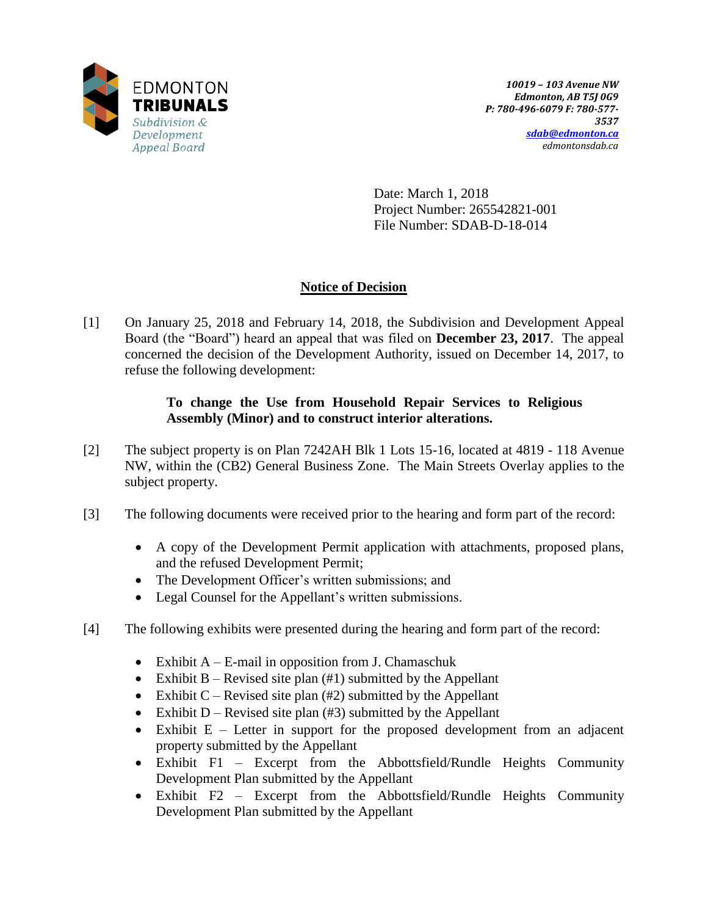EDMONTON **TRIBUNALS**
*Subdivision & Development Appeal Board*

***10019 – 103 Avenue NW***
***Edmonton, AB T5J 0G9***
***P: 780-496-6079 F: 780-577-3537***
***sdab@edmonton.ca***
*edmontonsdab.ca*

Date: March 1, 2018
Project Number: 265542821-001
File Number: SDAB-D-18-014

## Notice of Decision

[1] On January 25, 2018 and February 14, 2018, the Subdivision and Development Appeal Board (the "Board") heard an appeal that was filed on **December 23, 2017**. The appeal concerned the decision of the Development Authority, issued on December 14, 2017, to refuse the following development:

> **To change the Use from Household Repair Services to Religious Assembly (Minor) and to construct interior alterations.**

[2] The subject property is on Plan 7242AH Blk 1 Lots 15-16, located at 4819 - 118 Avenue NW, within the (CB2) General Business Zone. The Main Streets Overlay applies to the subject property.

[3] The following documents were received prior to the hearing and form part of the record:

- A copy of the Development Permit application with attachments, proposed plans, and the refused Development Permit;
- The Development Officer's written submissions; and
- Legal Counsel for the Appellant's written submissions.

[4] The following exhibits were presented during the hearing and form part of the record:

- Exhibit A – E-mail in opposition from J. Chamaschuk
- Exhibit B – Revised site plan (#1) submitted by the Appellant
- Exhibit C – Revised site plan (#2) submitted by the Appellant
- Exhibit D – Revised site plan (#3) submitted by the Appellant
- Exhibit E – Letter in support for the proposed development from an adjacent property submitted by the Appellant
- Exhibit F1 – Excerpt from the Abbottsfield/Rundle Heights Community Development Plan submitted by the Appellant
- Exhibit F2 – Excerpt from the Abbottsfield/Rundle Heights Community Development Plan submitted by the Appellant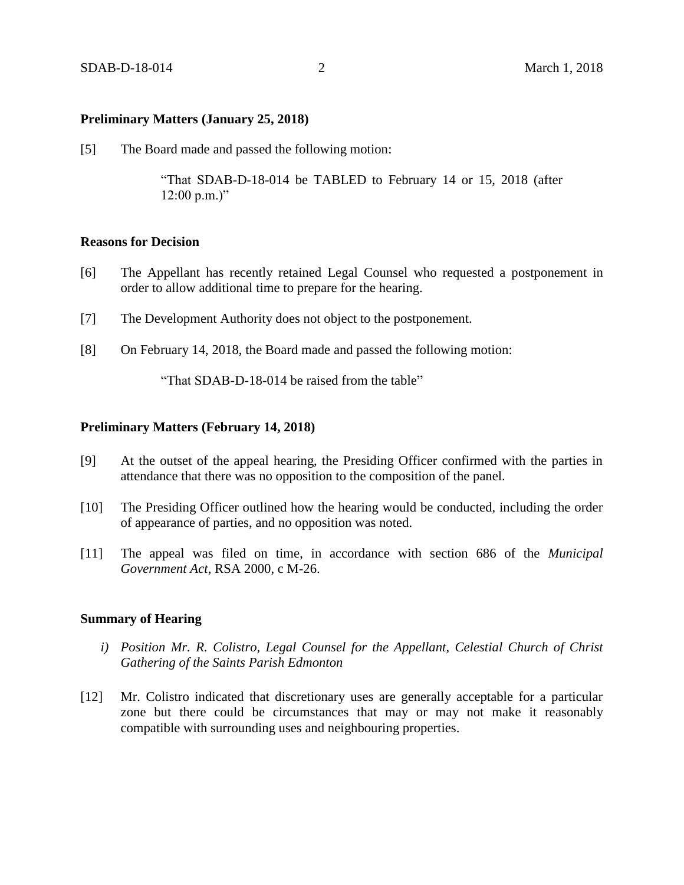**Preliminary Matters (January 25, 2018)**

[5] The Board made and passed the following motion:

> "That SDAB-D-18-014 be TABLED to February 14 or 15, 2018 (after 12:00 p.m.)"

**Reasons for Decision**

[6] The Appellant has recently retained Legal Counsel who requested a postponement in order to allow additional time to prepare for the hearing.

[7] The Development Authority does not object to the postponement.

[8] On February 14, 2018, the Board made and passed the following motion:

> "That SDAB-D-18-014 be raised from the table"

**Preliminary Matters (February 14, 2018)**

[9] At the outset of the appeal hearing, the Presiding Officer confirmed with the parties in attendance that there was no opposition to the composition of the panel.

[10] The Presiding Officer outlined how the hearing would be conducted, including the order of appearance of parties, and no opposition was noted.

[11] The appeal was filed on time, in accordance with section 686 of the *Municipal Government Act*, RSA 2000, c M-26.

**Summary of Hearing**

*i) Position Mr. R. Colistro, Legal Counsel for the Appellant, Celestial Church of Christ Gathering of the Saints Parish Edmonton*

[12] Mr. Colistro indicated that discretionary uses are generally acceptable for a particular zone but there could be circumstances that may or may not make it reasonably compatible with surrounding uses and neighbouring properties.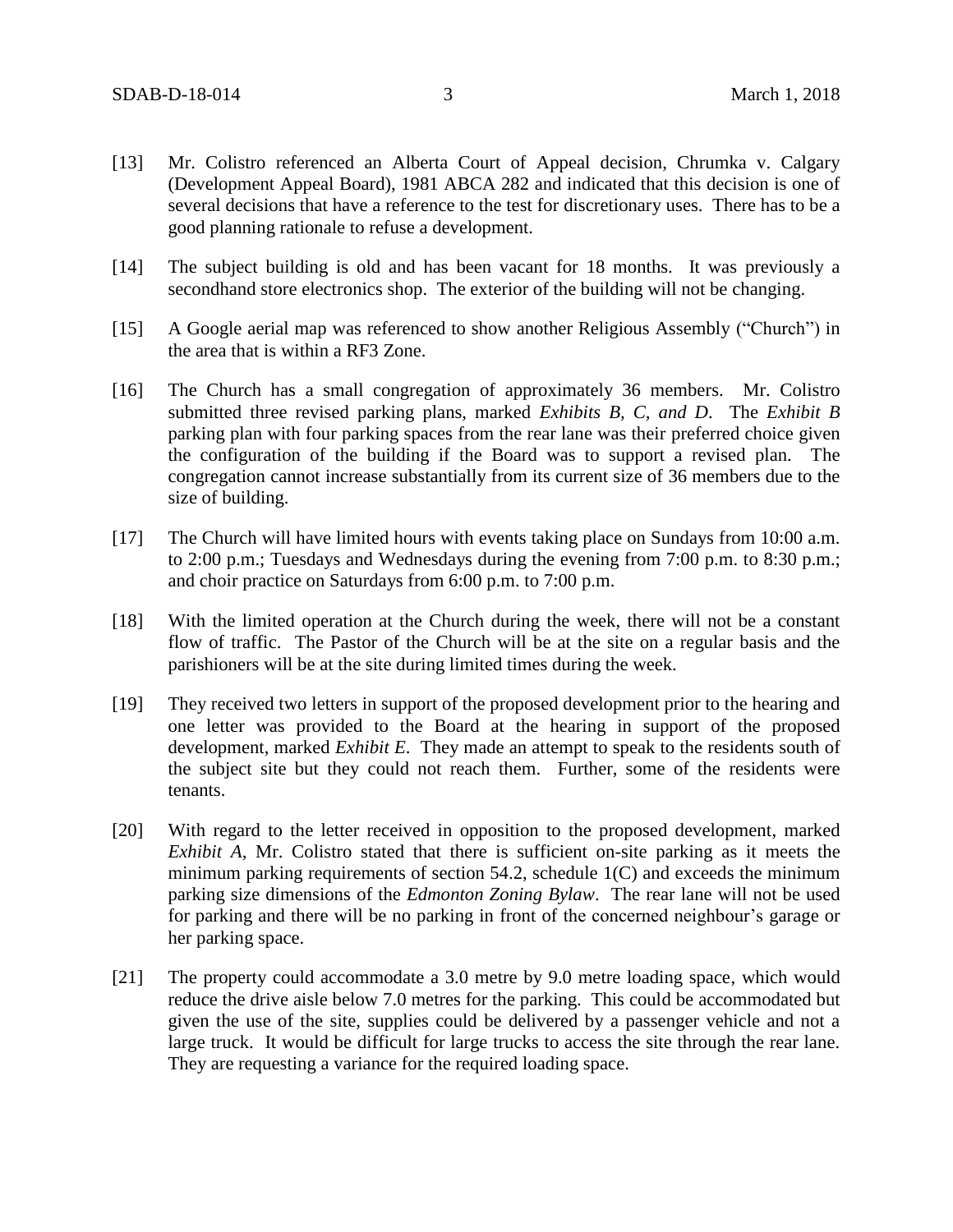[13] Mr. Colistro referenced an Alberta Court of Appeal decision, Chrumka v. Calgary (Development Appeal Board), 1981 ABCA 282 and indicated that this decision is one of several decisions that have a reference to the test for discretionary uses. There has to be a good planning rationale to refuse a development.

[14] The subject building is old and has been vacant for 18 months. It was previously a secondhand store electronics shop. The exterior of the building will not be changing.

[15] A Google aerial map was referenced to show another Religious Assembly ("Church") in the area that is within a RF3 Zone.

[16] The Church has a small congregation of approximately 36 members. Mr. Colistro submitted three revised parking plans, marked *Exhibits B, C, and D*. The *Exhibit B* parking plan with four parking spaces from the rear lane was their preferred choice given the configuration of the building if the Board was to support a revised plan. The congregation cannot increase substantially from its current size of 36 members due to the size of building.

[17] The Church will have limited hours with events taking place on Sundays from 10:00 a.m. to 2:00 p.m.; Tuesdays and Wednesdays during the evening from 7:00 p.m. to 8:30 p.m.; and choir practice on Saturdays from 6:00 p.m. to 7:00 p.m.

[18] With the limited operation at the Church during the week, there will not be a constant flow of traffic. The Pastor of the Church will be at the site on a regular basis and the parishioners will be at the site during limited times during the week.

[19] They received two letters in support of the proposed development prior to the hearing and one letter was provided to the Board at the hearing in support of the proposed development, marked *Exhibit E*. They made an attempt to speak to the residents south of the subject site but they could not reach them. Further, some of the residents were tenants.

[20] With regard to the letter received in opposition to the proposed development, marked *Exhibit A*, Mr. Colistro stated that there is sufficient on-site parking as it meets the minimum parking requirements of section 54.2, schedule 1(C) and exceeds the minimum parking size dimensions of the *Edmonton Zoning Bylaw*. The rear lane will not be used for parking and there will be no parking in front of the concerned neighbour's garage or her parking space.

[21] The property could accommodate a 3.0 metre by 9.0 metre loading space, which would reduce the drive aisle below 7.0 metres for the parking. This could be accommodated but given the use of the site, supplies could be delivered by a passenger vehicle and not a large truck. It would be difficult for large trucks to access the site through the rear lane. They are requesting a variance for the required loading space.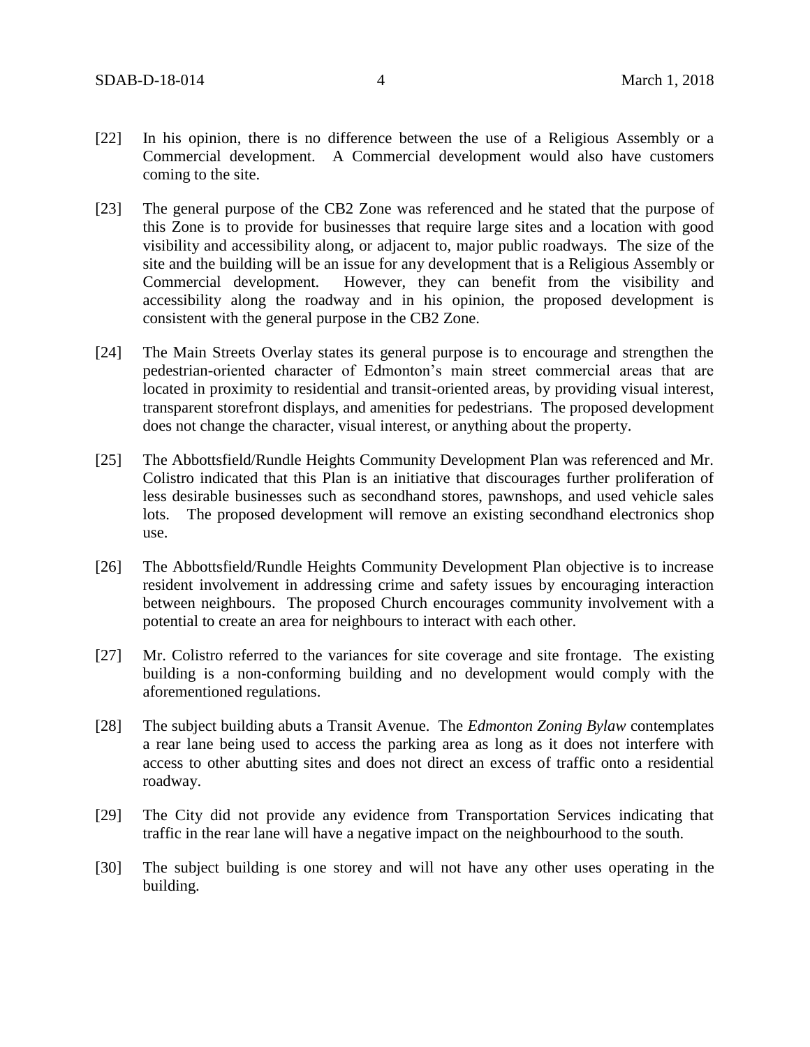[22] In his opinion, there is no difference between the use of a Religious Assembly or a Commercial development. A Commercial development would also have customers coming to the site.

[23] The general purpose of the CB2 Zone was referenced and he stated that the purpose of this Zone is to provide for businesses that require large sites and a location with good visibility and accessibility along, or adjacent to, major public roadways. The size of the site and the building will be an issue for any development that is a Religious Assembly or Commercial development. However, they can benefit from the visibility and accessibility along the roadway and in his opinion, the proposed development is consistent with the general purpose in the CB2 Zone.

[24] The Main Streets Overlay states its general purpose is to encourage and strengthen the pedestrian-oriented character of Edmonton's main street commercial areas that are located in proximity to residential and transit-oriented areas, by providing visual interest, transparent storefront displays, and amenities for pedestrians. The proposed development does not change the character, visual interest, or anything about the property.

[25] The Abbottsfield/Rundle Heights Community Development Plan was referenced and Mr. Colistro indicated that this Plan is an initiative that discourages further proliferation of less desirable businesses such as secondhand stores, pawnshops, and used vehicle sales lots. The proposed development will remove an existing secondhand electronics shop use.

[26] The Abbottsfield/Rundle Heights Community Development Plan objective is to increase resident involvement in addressing crime and safety issues by encouraging interaction between neighbours. The proposed Church encourages community involvement with a potential to create an area for neighbours to interact with each other.

[27] Mr. Colistro referred to the variances for site coverage and site frontage. The existing building is a non-conforming building and no development would comply with the aforementioned regulations.

[28] The subject building abuts a Transit Avenue. The *Edmonton Zoning Bylaw* contemplates a rear lane being used to access the parking area as long as it does not interfere with access to other abutting sites and does not direct an excess of traffic onto a residential roadway.

[29] The City did not provide any evidence from Transportation Services indicating that traffic in the rear lane will have a negative impact on the neighbourhood to the south.

[30] The subject building is one storey and will not have any other uses operating in the building.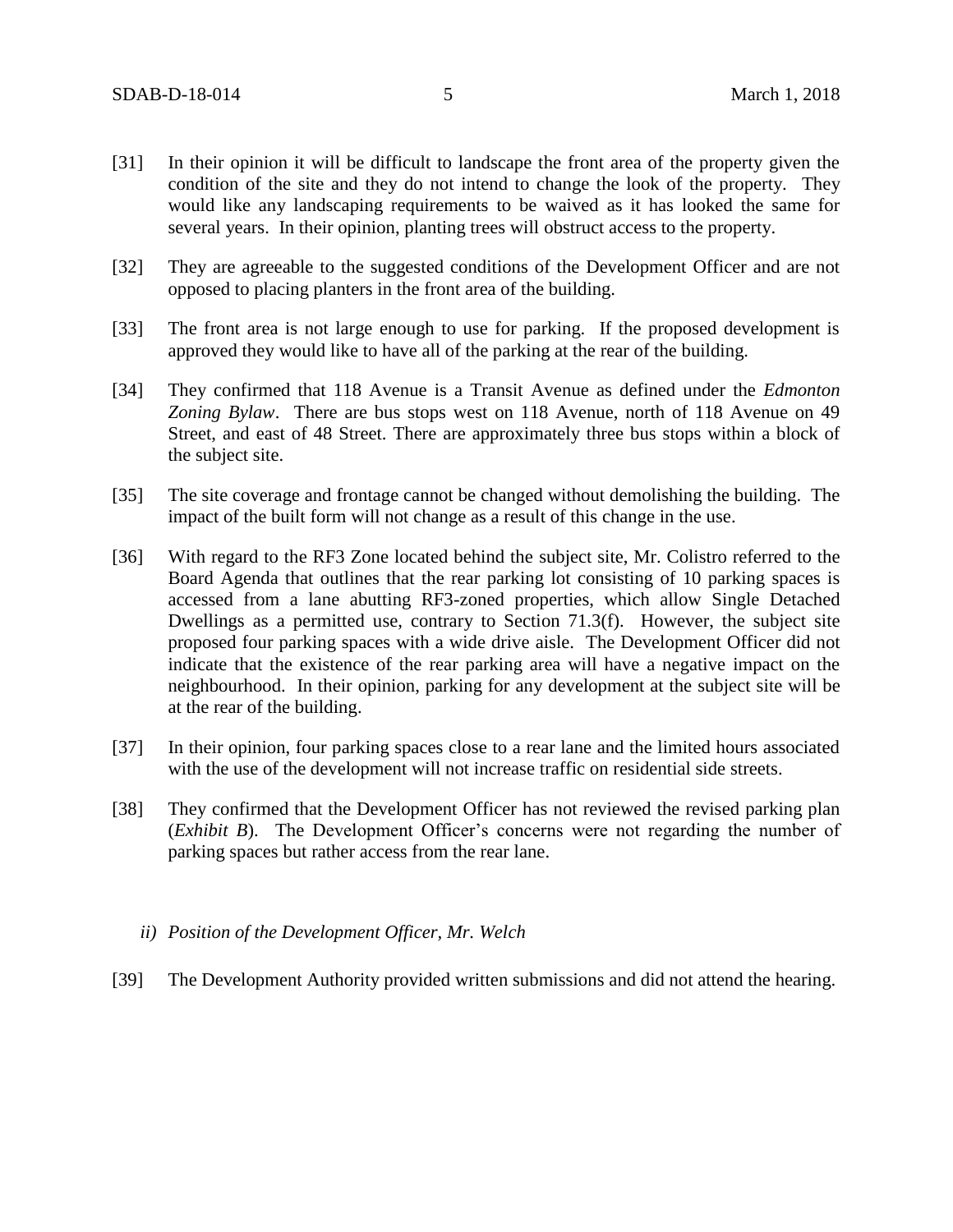[31] In their opinion it will be difficult to landscape the front area of the property given the condition of the site and they do not intend to change the look of the property. They would like any landscaping requirements to be waived as it has looked the same for several years. In their opinion, planting trees will obstruct access to the property.

[32] They are agreeable to the suggested conditions of the Development Officer and are not opposed to placing planters in the front area of the building.

[33] The front area is not large enough to use for parking. If the proposed development is approved they would like to have all of the parking at the rear of the building.

[34] They confirmed that 118 Avenue is a Transit Avenue as defined under the *Edmonton Zoning Bylaw*. There are bus stops west on 118 Avenue, north of 118 Avenue on 49 Street, and east of 48 Street. There are approximately three bus stops within a block of the subject site.

[35] The site coverage and frontage cannot be changed without demolishing the building. The impact of the built form will not change as a result of this change in the use.

[36] With regard to the RF3 Zone located behind the subject site, Mr. Colistro referred to the Board Agenda that outlines that the rear parking lot consisting of 10 parking spaces is accessed from a lane abutting RF3-zoned properties, which allow Single Detached Dwellings as a permitted use, contrary to Section 71.3(f). However, the subject site proposed four parking spaces with a wide drive aisle. The Development Officer did not indicate that the existence of the rear parking area will have a negative impact on the neighbourhood. In their opinion, parking for any development at the subject site will be at the rear of the building.

[37] In their opinion, four parking spaces close to a rear lane and the limited hours associated with the use of the development will not increase traffic on residential side streets.

[38] They confirmed that the Development Officer has not reviewed the revised parking plan (*Exhibit B*). The Development Officer's concerns were not regarding the number of parking spaces but rather access from the rear lane.

*ii) Position of the Development Officer, Mr. Welch*

[39] The Development Authority provided written submissions and did not attend the hearing.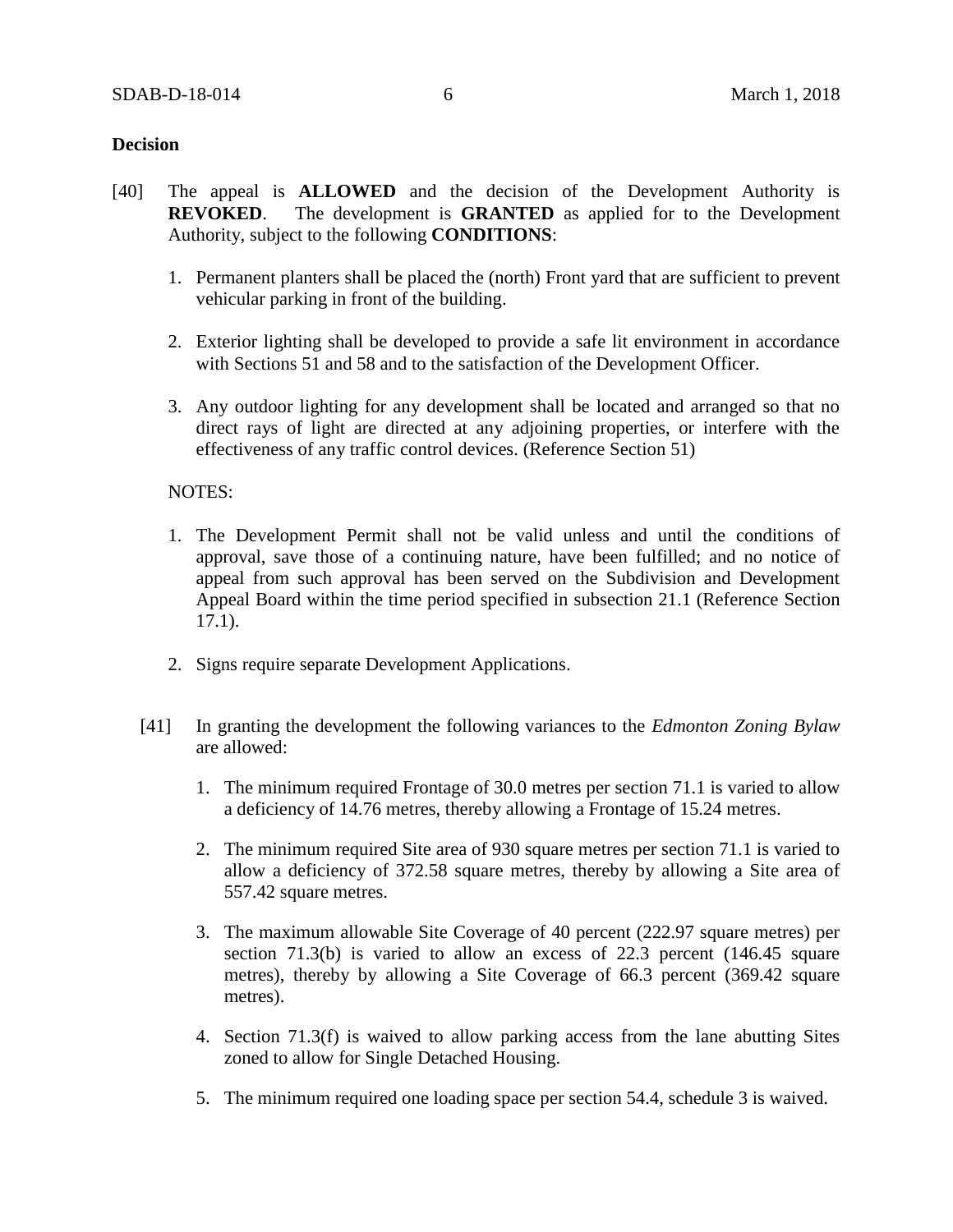**Decision**

[40] The appeal is **ALLOWED** and the decision of the Development Authority is **REVOKED**. The development is **GRANTED** as applied for to the Development Authority, subject to the following **CONDITIONS**:

1. Permanent planters shall be placed the (north) Front yard that are sufficient to prevent vehicular parking in front of the building.

2. Exterior lighting shall be developed to provide a safe lit environment in accordance with Sections 51 and 58 and to the satisfaction of the Development Officer.

3. Any outdoor lighting for any development shall be located and arranged so that no direct rays of light are directed at any adjoining properties, or interfere with the effectiveness of any traffic control devices. (Reference Section 51)

NOTES:

1. The Development Permit shall not be valid unless and until the conditions of approval, save those of a continuing nature, have been fulfilled; and no notice of appeal from such approval has been served on the Subdivision and Development Appeal Board within the time period specified in subsection 21.1 (Reference Section 17.1).

2. Signs require separate Development Applications.

[41] In granting the development the following variances to the *Edmonton Zoning Bylaw* are allowed:

1. The minimum required Frontage of 30.0 metres per section 71.1 is varied to allow a deficiency of 14.76 metres, thereby allowing a Frontage of 15.24 metres.

2. The minimum required Site area of 930 square metres per section 71.1 is varied to allow a deficiency of 372.58 square metres, thereby by allowing a Site area of 557.42 square metres.

3. The maximum allowable Site Coverage of 40 percent (222.97 square metres) per section 71.3(b) is varied to allow an excess of 22.3 percent (146.45 square metres), thereby by allowing a Site Coverage of 66.3 percent (369.42 square metres).

4. Section 71.3(f) is waived to allow parking access from the lane abutting Sites zoned to allow for Single Detached Housing.

5. The minimum required one loading space per section 54.4, schedule 3 is waived.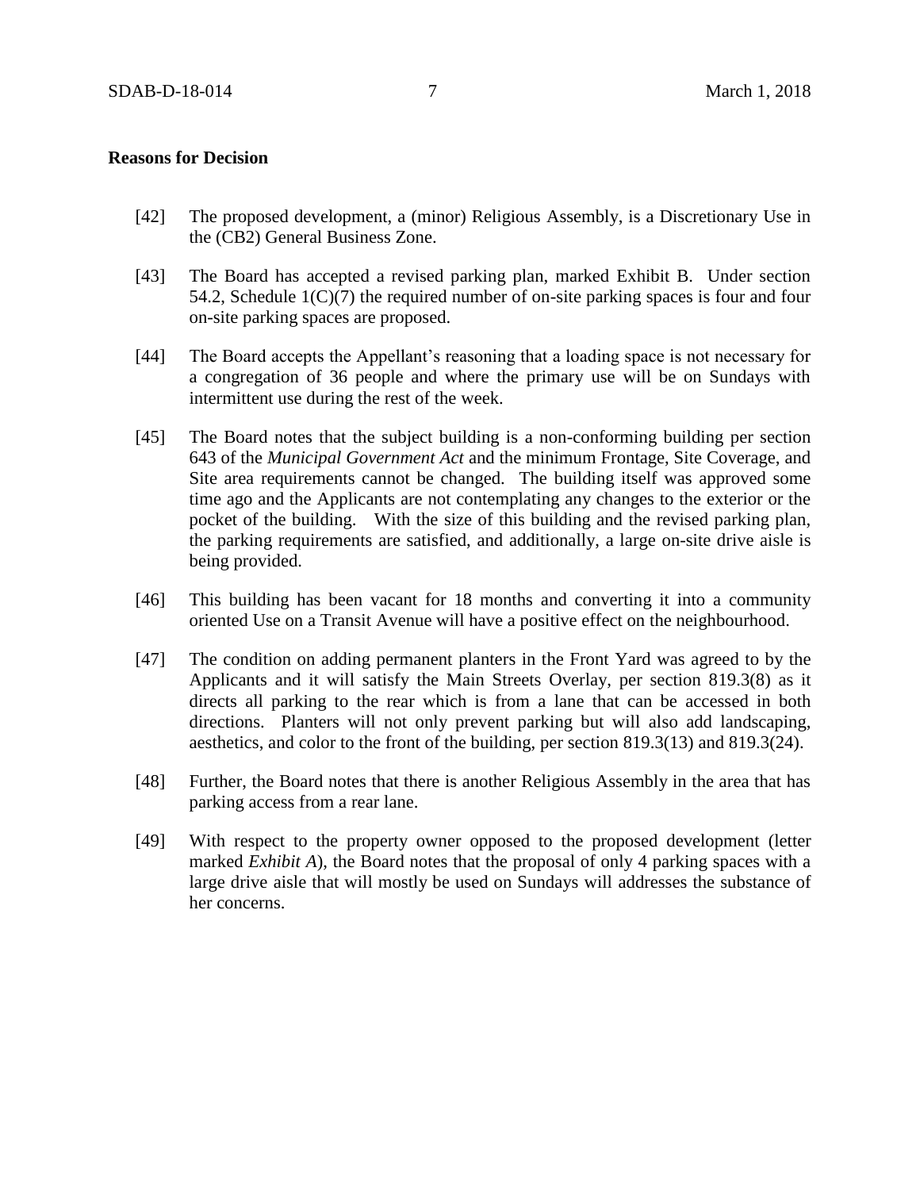**Reasons for Decision**

[42] The proposed development, a (minor) Religious Assembly, is a Discretionary Use in the (CB2) General Business Zone.

[43] The Board has accepted a revised parking plan, marked Exhibit B. Under section 54.2, Schedule 1(C)(7) the required number of on-site parking spaces is four and four on-site parking spaces are proposed.

[44] The Board accepts the Appellant's reasoning that a loading space is not necessary for a congregation of 36 people and where the primary use will be on Sundays with intermittent use during the rest of the week.

[45] The Board notes that the subject building is a non-conforming building per section 643 of the *Municipal Government Act* and the minimum Frontage, Site Coverage, and Site area requirements cannot be changed. The building itself was approved some time ago and the Applicants are not contemplating any changes to the exterior or the pocket of the building. With the size of this building and the revised parking plan, the parking requirements are satisfied, and additionally, a large on-site drive aisle is being provided.

[46] This building has been vacant for 18 months and converting it into a community oriented Use on a Transit Avenue will have a positive effect on the neighbourhood.

[47] The condition on adding permanent planters in the Front Yard was agreed to by the Applicants and it will satisfy the Main Streets Overlay, per section 819.3(8) as it directs all parking to the rear which is from a lane that can be accessed in both directions. Planters will not only prevent parking but will also add landscaping, aesthetics, and color to the front of the building, per section 819.3(13) and 819.3(24).

[48] Further, the Board notes that there is another Religious Assembly in the area that has parking access from a rear lane.

[49] With respect to the property owner opposed to the proposed development (letter marked *Exhibit A*), the Board notes that the proposal of only 4 parking spaces with a large drive aisle that will mostly be used on Sundays will addresses the substance of her concerns.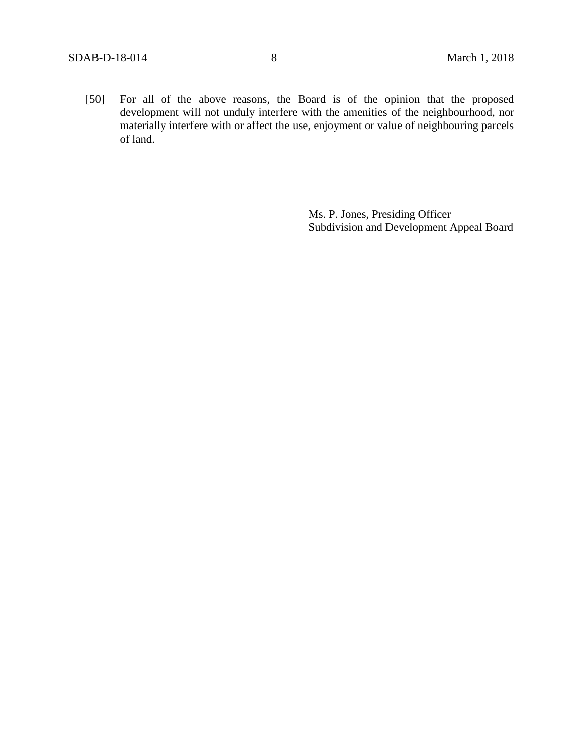[50] For all of the above reasons, the Board is of the opinion that the proposed development will not unduly interfere with the amenities of the neighbourhood, nor materially interfere with or affect the use, enjoyment or value of neighbouring parcels of land.

Ms. P. Jones, Presiding Officer
Subdivision and Development Appeal Board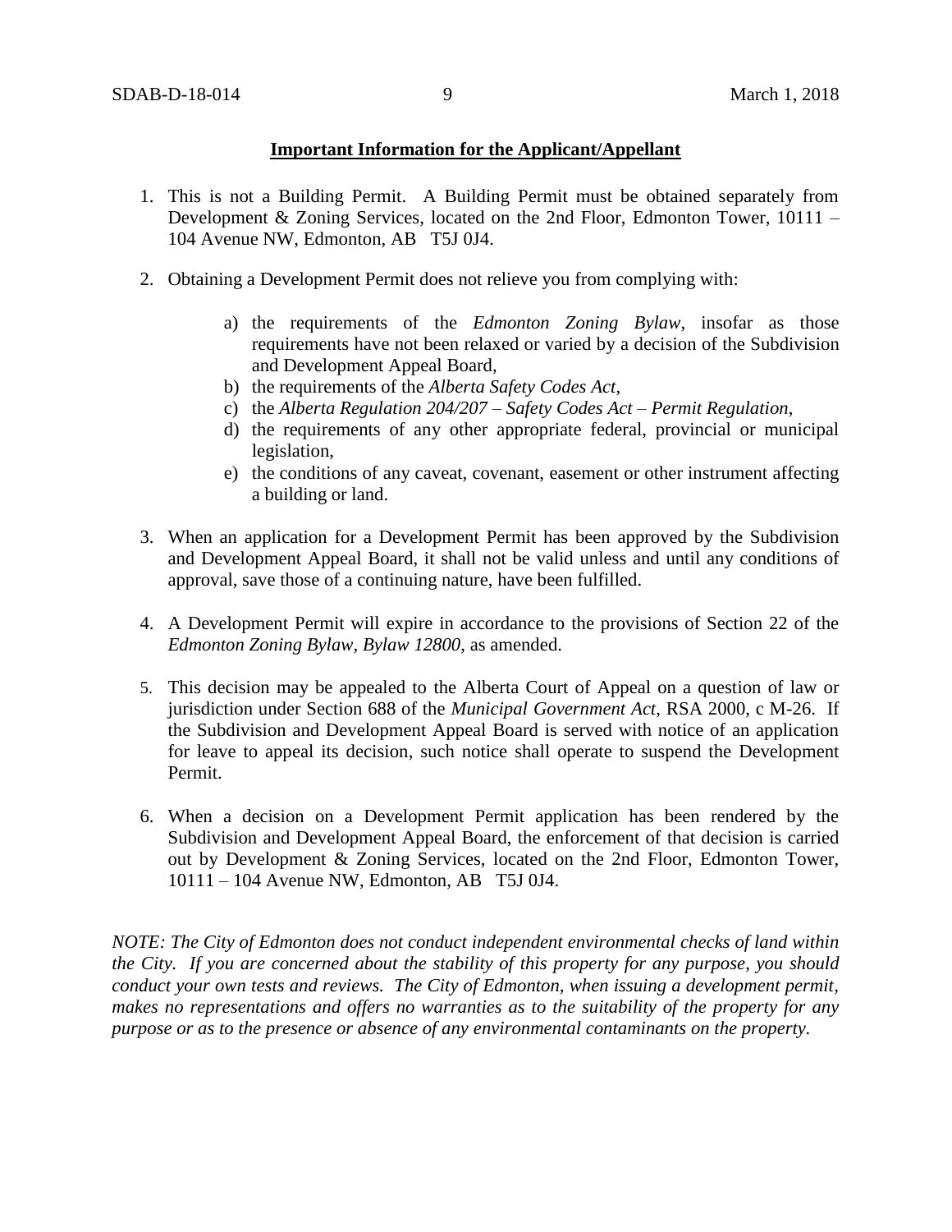**Important Information for the Applicant/Appellant**

1. This is not a Building Permit. A Building Permit must be obtained separately from Development & Zoning Services, located on the 2nd Floor, Edmonton Tower, 10111 – 104 Avenue NW, Edmonton, AB T5J 0J4.

2. Obtaining a Development Permit does not relieve you from complying with:

    a) the requirements of the *Edmonton Zoning Bylaw*, insofar as those requirements have not been relaxed or varied by a decision of the Subdivision and Development Appeal Board,
    b) the requirements of the *Alberta Safety Codes Act*,
    c) the *Alberta Regulation 204/207 – Safety Codes Act – Permit Regulation*,
    d) the requirements of any other appropriate federal, provincial or municipal legislation,
    e) the conditions of any caveat, covenant, easement or other instrument affecting a building or land.

3. When an application for a Development Permit has been approved by the Subdivision and Development Appeal Board, it shall not be valid unless and until any conditions of approval, save those of a continuing nature, have been fulfilled.

4. A Development Permit will expire in accordance to the provisions of Section 22 of the *Edmonton Zoning Bylaw, Bylaw 12800*, as amended.

5. This decision may be appealed to the Alberta Court of Appeal on a question of law or jurisdiction under Section 688 of the *Municipal Government Act*, RSA 2000, c M-26. If the Subdivision and Development Appeal Board is served with notice of an application for leave to appeal its decision, such notice shall operate to suspend the Development Permit.

6. When a decision on a Development Permit application has been rendered by the Subdivision and Development Appeal Board, the enforcement of that decision is carried out by Development & Zoning Services, located on the 2nd Floor, Edmonton Tower, 10111 – 104 Avenue NW, Edmonton, AB T5J 0J4.

*NOTE: The City of Edmonton does not conduct independent environmental checks of land within the City. If you are concerned about the stability of this property for any purpose, you should conduct your own tests and reviews. The City of Edmonton, when issuing a development permit, makes no representations and offers no warranties as to the suitability of the property for any purpose or as to the presence or absence of any environmental contaminants on the property.*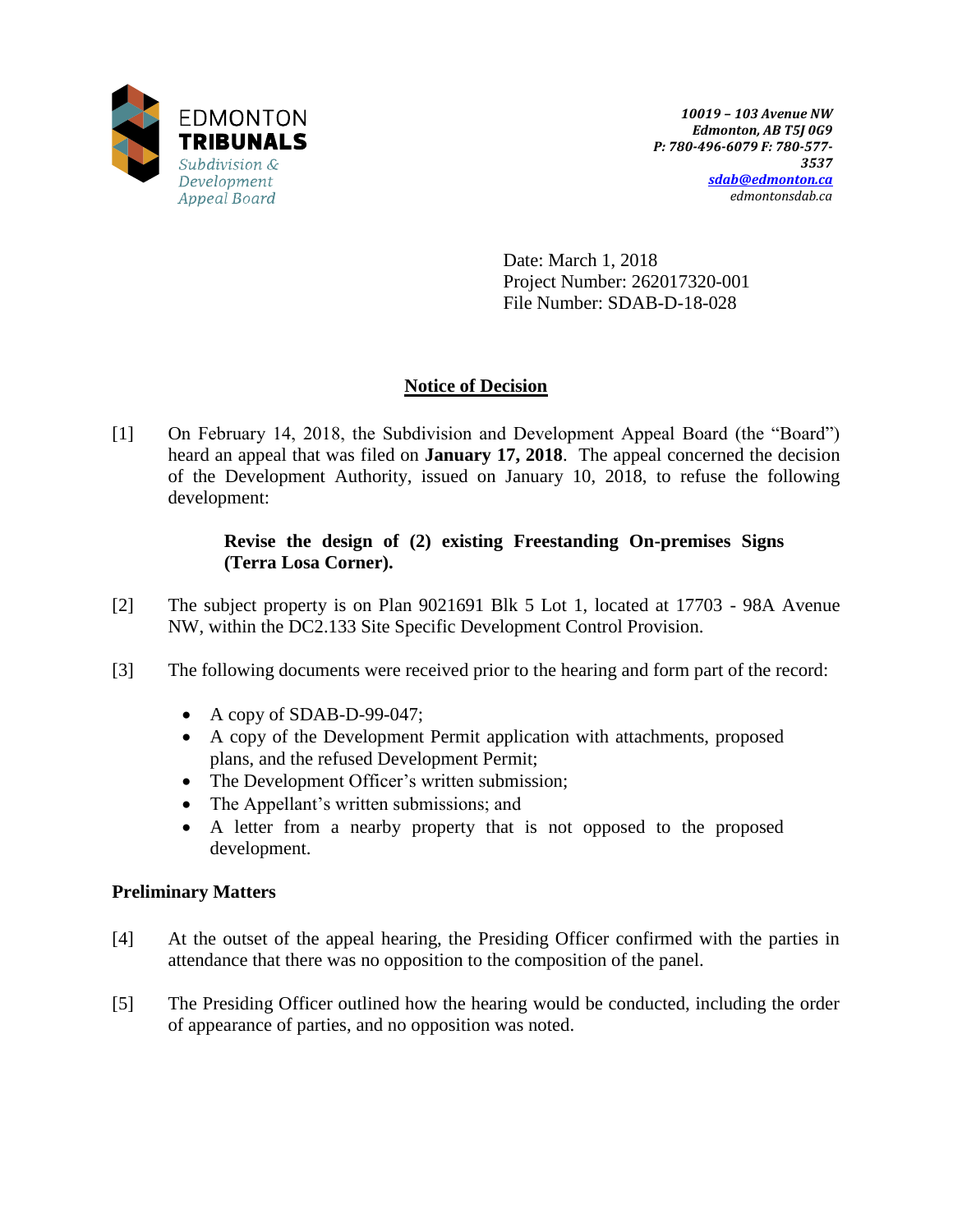EDMONTON **TRIBUNALS**
*Subdivision & Development Appeal Board*

***10019 – 103 Avenue NW***
***Edmonton, AB T5J 0G9***
***P: 780-496-6079 F: 780-577-3537***
***sdab@edmonton.ca***
*edmontonsdab.ca*

Date: March 1, 2018
Project Number: 262017320-001
File Number: SDAB-D-18-028

## Notice of Decision

[1] On February 14, 2018, the Subdivision and Development Appeal Board (the "Board") heard an appeal that was filed on **January 17, 2018**. The appeal concerned the decision of the Development Authority, issued on January 10, 2018, to refuse the following development:

> **Revise the design of (2) existing Freestanding On-premises Signs (Terra Losa Corner).**

[2] The subject property is on Plan 9021691 Blk 5 Lot 1, located at 17703 - 98A Avenue NW, within the DC2.133 Site Specific Development Control Provision.

[3] The following documents were received prior to the hearing and form part of the record:

- A copy of SDAB-D-99-047;
- A copy of the Development Permit application with attachments, proposed plans, and the refused Development Permit;
- The Development Officer's written submission;
- The Appellant's written submissions; and
- A letter from a nearby property that is not opposed to the proposed development.

### Preliminary Matters

[4] At the outset of the appeal hearing, the Presiding Officer confirmed with the parties in attendance that there was no opposition to the composition of the panel.

[5] The Presiding Officer outlined how the hearing would be conducted, including the order of appearance of parties, and no opposition was noted.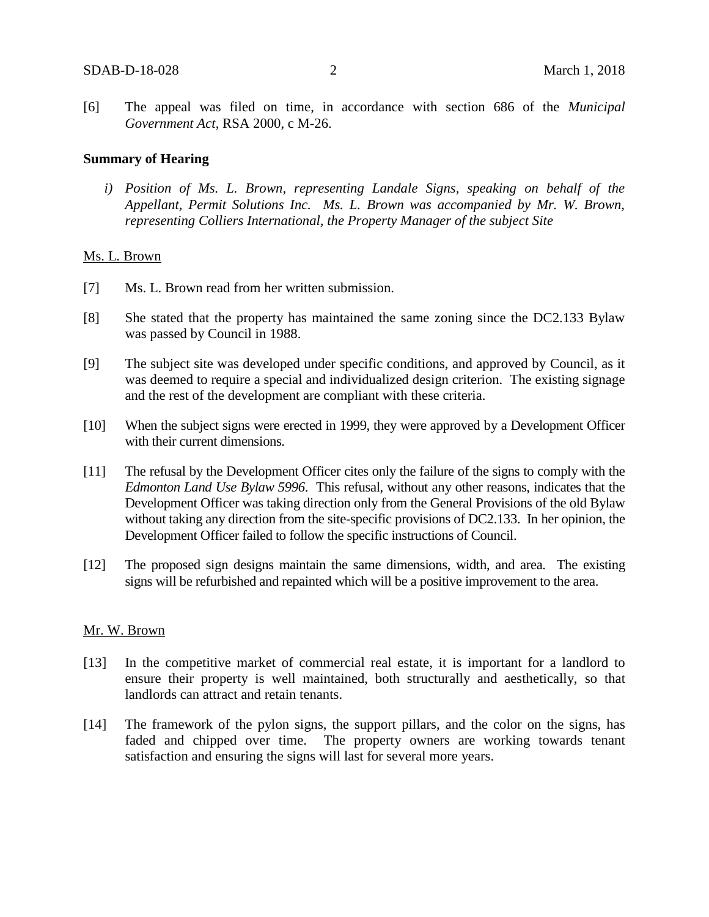[6] The appeal was filed on time, in accordance with section 686 of the *Municipal Government Act*, RSA 2000, c M-26.

**Summary of Hearing**

*i) Position of Ms. L. Brown, representing Landale Signs, speaking on behalf of the Appellant, Permit Solutions Inc. Ms. L. Brown was accompanied by Mr. W. Brown, representing Colliers International, the Property Manager of the subject Site*

Ms. L. Brown

[7] Ms. L. Brown read from her written submission.

[8] She stated that the property has maintained the same zoning since the DC2.133 Bylaw was passed by Council in 1988.

[9] The subject site was developed under specific conditions, and approved by Council, as it was deemed to require a special and individualized design criterion. The existing signage and the rest of the development are compliant with these criteria.

[10] When the subject signs were erected in 1999, they were approved by a Development Officer with their current dimensions.

[11] The refusal by the Development Officer cites only the failure of the signs to comply with the *Edmonton Land Use Bylaw 5996*. This refusal, without any other reasons, indicates that the Development Officer was taking direction only from the General Provisions of the old Bylaw without taking any direction from the site-specific provisions of DC2.133. In her opinion, the Development Officer failed to follow the specific instructions of Council.

[12] The proposed sign designs maintain the same dimensions, width, and area. The existing signs will be refurbished and repainted which will be a positive improvement to the area.

Mr. W. Brown

[13] In the competitive market of commercial real estate, it is important for a landlord to ensure their property is well maintained, both structurally and aesthetically, so that landlords can attract and retain tenants.

[14] The framework of the pylon signs, the support pillars, and the color on the signs, has faded and chipped over time. The property owners are working towards tenant satisfaction and ensuring the signs will last for several more years.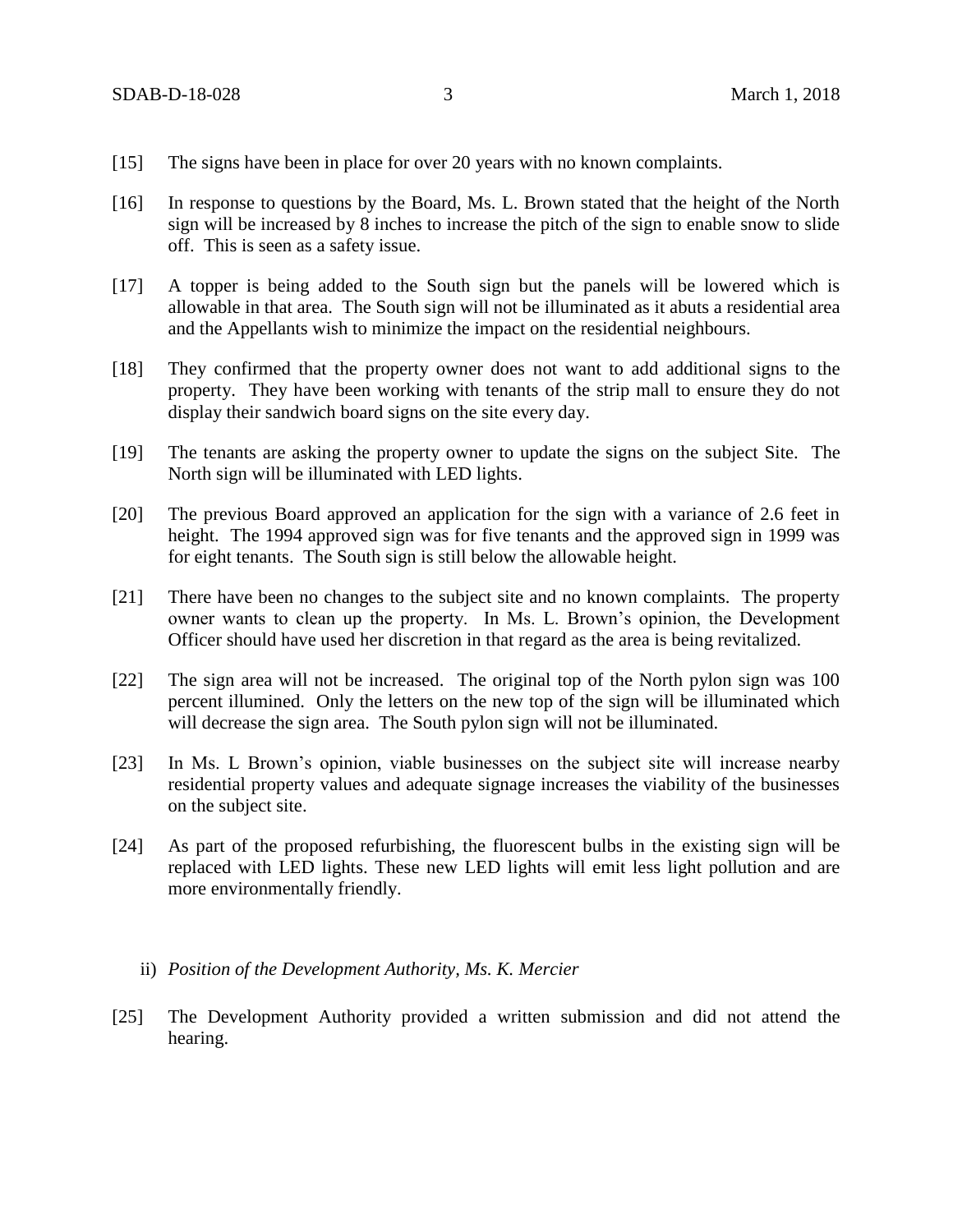[15] The signs have been in place for over 20 years with no known complaints.

[16] In response to questions by the Board, Ms. L. Brown stated that the height of the North sign will be increased by 8 inches to increase the pitch of the sign to enable snow to slide off. This is seen as a safety issue.

[17] A topper is being added to the South sign but the panels will be lowered which is allowable in that area. The South sign will not be illuminated as it abuts a residential area and the Appellants wish to minimize the impact on the residential neighbours.

[18] They confirmed that the property owner does not want to add additional signs to the property. They have been working with tenants of the strip mall to ensure they do not display their sandwich board signs on the site every day.

[19] The tenants are asking the property owner to update the signs on the subject Site. The North sign will be illuminated with LED lights.

[20] The previous Board approved an application for the sign with a variance of 2.6 feet in height. The 1994 approved sign was for five tenants and the approved sign in 1999 was for eight tenants. The South sign is still below the allowable height.

[21] There have been no changes to the subject site and no known complaints. The property owner wants to clean up the property. In Ms. L. Brown's opinion, the Development Officer should have used her discretion in that regard as the area is being revitalized.

[22] The sign area will not be increased. The original top of the North pylon sign was 100 percent illumined. Only the letters on the new top of the sign will be illuminated which will decrease the sign area. The South pylon sign will not be illuminated.

[23] In Ms. L Brown's opinion, viable businesses on the subject site will increase nearby residential property values and adequate signage increases the viability of the businesses on the subject site.

[24] As part of the proposed refurbishing, the fluorescent bulbs in the existing sign will be replaced with LED lights. These new LED lights will emit less light pollution and are more environmentally friendly.

ii) *Position of the Development Authority, Ms. K. Mercier*

[25] The Development Authority provided a written submission and did not attend the hearing.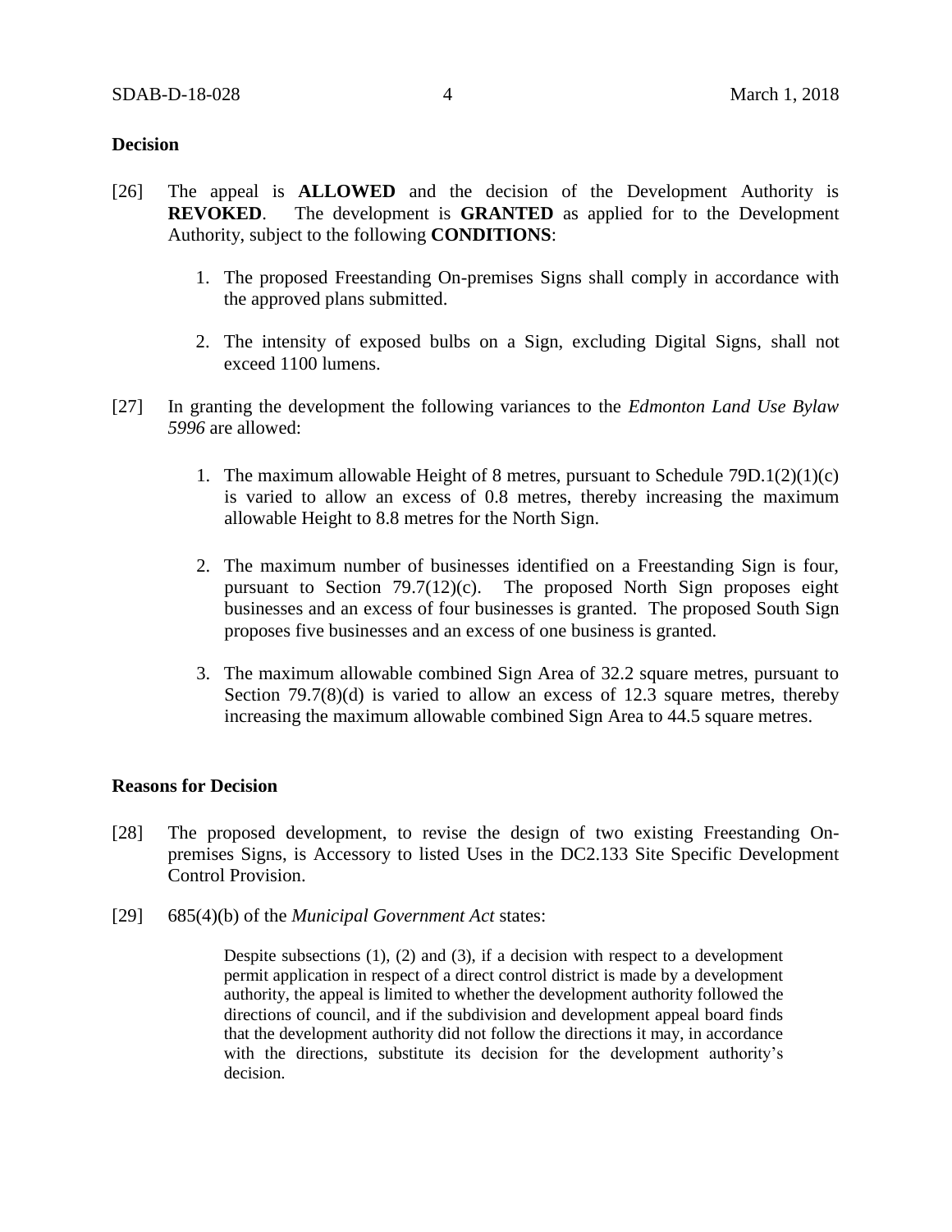**Decision**

[26] The appeal is **ALLOWED** and the decision of the Development Authority is **REVOKED**. The development is **GRANTED** as applied for to the Development Authority, subject to the following **CONDITIONS**:

1. The proposed Freestanding On-premises Signs shall comply in accordance with the approved plans submitted.

2. The intensity of exposed bulbs on a Sign, excluding Digital Signs, shall not exceed 1100 lumens.

[27] In granting the development the following variances to the *Edmonton Land Use Bylaw 5996* are allowed:

1. The maximum allowable Height of 8 metres, pursuant to Schedule 79D.1(2)(1)(c) is varied to allow an excess of 0.8 metres, thereby increasing the maximum allowable Height to 8.8 metres for the North Sign.

2. The maximum number of businesses identified on a Freestanding Sign is four, pursuant to Section 79.7(12)(c). The proposed North Sign proposes eight businesses and an excess of four businesses is granted. The proposed South Sign proposes five businesses and an excess of one business is granted.

3. The maximum allowable combined Sign Area of 32.2 square metres, pursuant to Section 79.7(8)(d) is varied to allow an excess of 12.3 square metres, thereby increasing the maximum allowable combined Sign Area to 44.5 square metres.

**Reasons for Decision**

[28] The proposed development, to revise the design of two existing Freestanding On-premises Signs, is Accessory to listed Uses in the DC2.133 Site Specific Development Control Provision.

[29] 685(4)(b) of the *Municipal Government Act* states:

> Despite subsections (1), (2) and (3), if a decision with respect to a development permit application in respect of a direct control district is made by a development authority, the appeal is limited to whether the development authority followed the directions of council, and if the subdivision and development appeal board finds that the development authority did not follow the directions it may, in accordance with the directions, substitute its decision for the development authority's decision.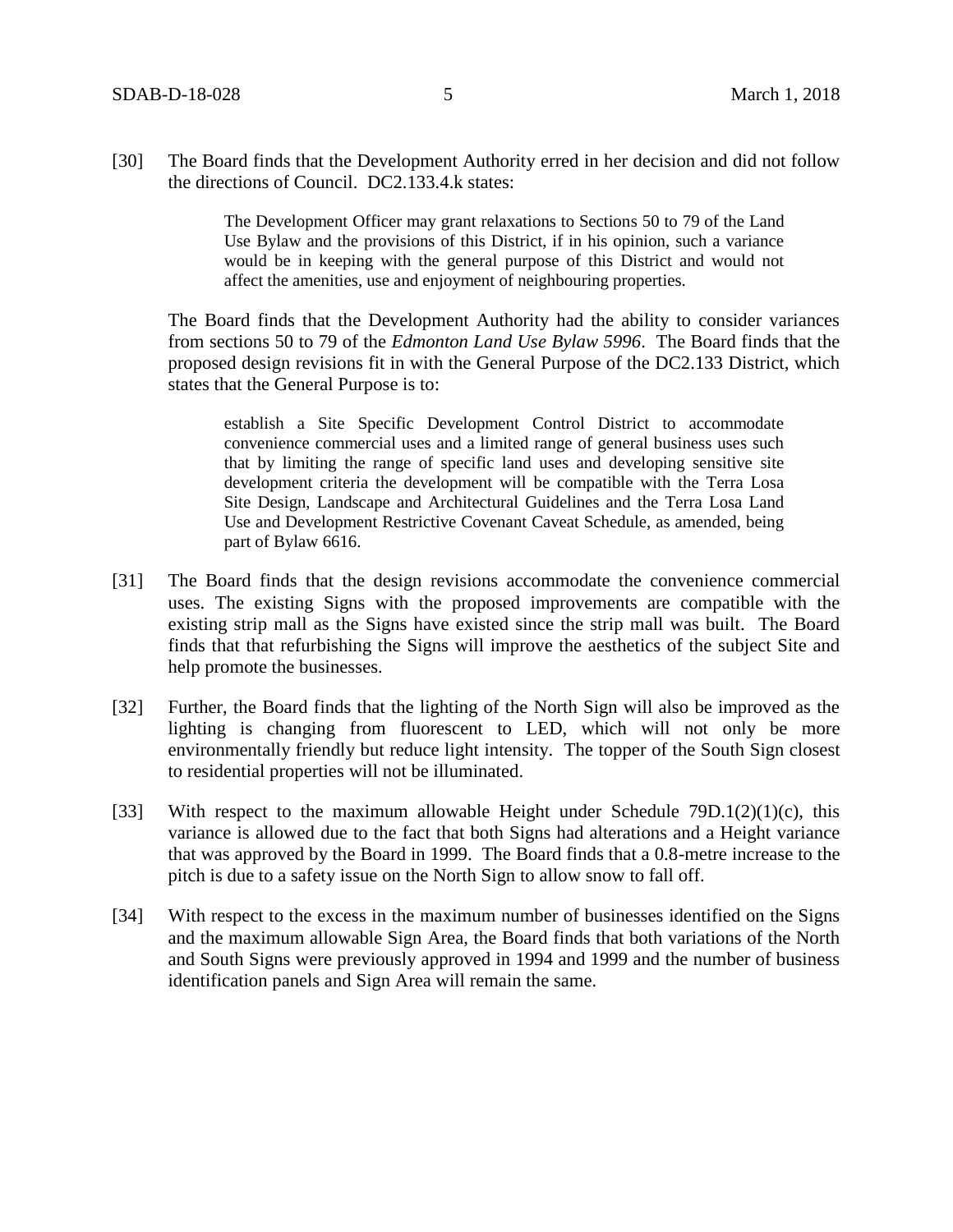[30] The Board finds that the Development Authority erred in her decision and did not follow the directions of Council. DC2.133.4.k states:

> The Development Officer may grant relaxations to Sections 50 to 79 of the Land Use Bylaw and the provisions of this District, if in his opinion, such a variance would be in keeping with the general purpose of this District and would not affect the amenities, use and enjoyment of neighbouring properties.

The Board finds that the Development Authority had the ability to consider variances from sections 50 to 79 of the *Edmonton Land Use Bylaw 5996*. The Board finds that the proposed design revisions fit in with the General Purpose of the DC2.133 District, which states that the General Purpose is to:

> establish a Site Specific Development Control District to accommodate convenience commercial uses and a limited range of general business uses such that by limiting the range of specific land uses and developing sensitive site development criteria the development will be compatible with the Terra Losa Site Design, Landscape and Architectural Guidelines and the Terra Losa Land Use and Development Restrictive Covenant Caveat Schedule, as amended, being part of Bylaw 6616.

[31] The Board finds that the design revisions accommodate the convenience commercial uses. The existing Signs with the proposed improvements are compatible with the existing strip mall as the Signs have existed since the strip mall was built. The Board finds that that refurbishing the Signs will improve the aesthetics of the subject Site and help promote the businesses.

[32] Further, the Board finds that the lighting of the North Sign will also be improved as the lighting is changing from fluorescent to LED, which will not only be more environmentally friendly but reduce light intensity. The topper of the South Sign closest to residential properties will not be illuminated.

[33] With respect to the maximum allowable Height under Schedule 79D.1(2)(1)(c), this variance is allowed due to the fact that both Signs had alterations and a Height variance that was approved by the Board in 1999. The Board finds that a 0.8-metre increase to the pitch is due to a safety issue on the North Sign to allow snow to fall off.

[34] With respect to the excess in the maximum number of businesses identified on the Signs and the maximum allowable Sign Area, the Board finds that both variations of the North and South Signs were previously approved in 1994 and 1999 and the number of business identification panels and Sign Area will remain the same.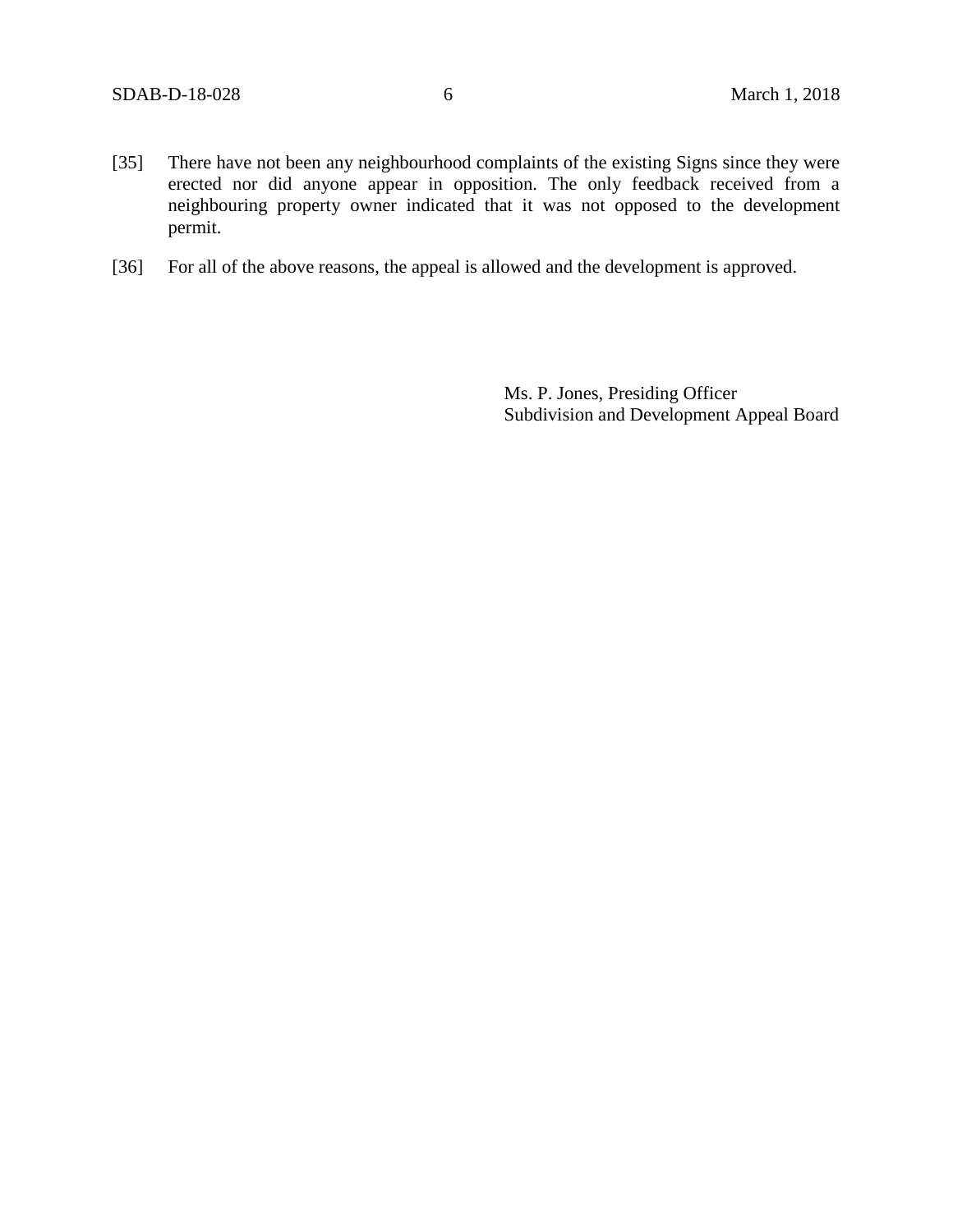[35] There have not been any neighbourhood complaints of the existing Signs since they were erected nor did anyone appear in opposition. The only feedback received from a neighbouring property owner indicated that it was not opposed to the development permit.

[36] For all of the above reasons, the appeal is allowed and the development is approved.

Ms. P. Jones, Presiding Officer
Subdivision and Development Appeal Board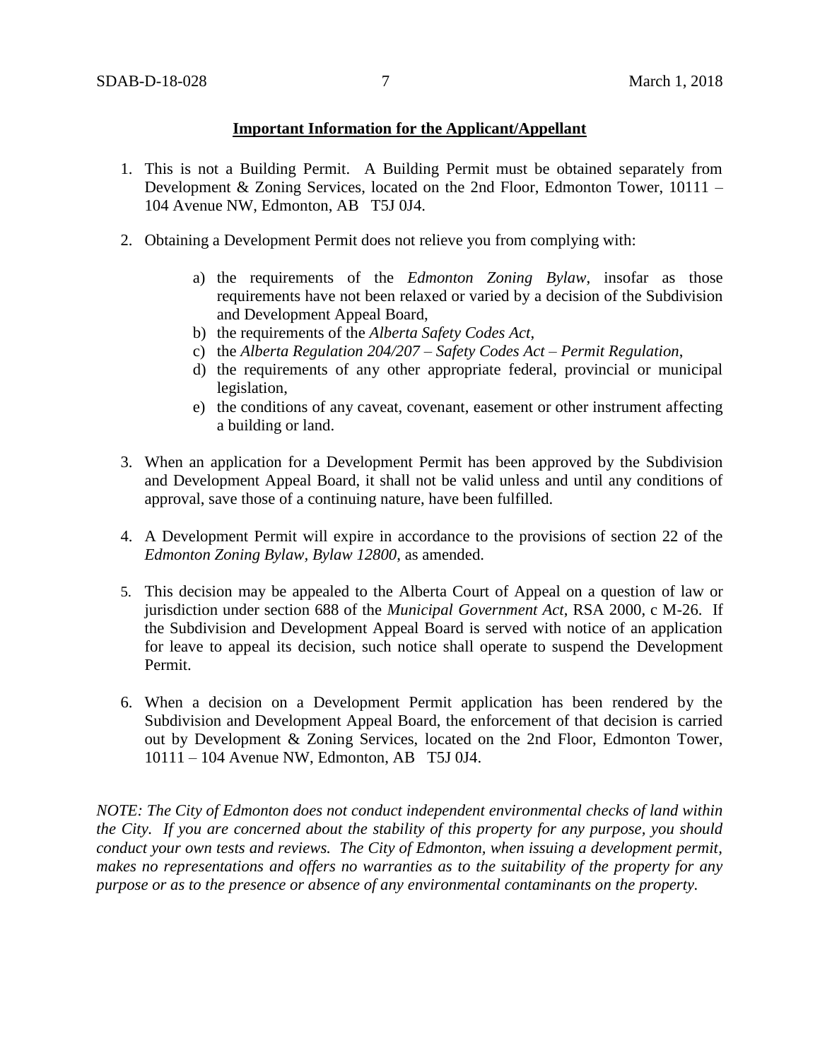**Important Information for the Applicant/Appellant**

1. This is not a Building Permit. A Building Permit must be obtained separately from Development & Zoning Services, located on the 2nd Floor, Edmonton Tower, 10111 – 104 Avenue NW, Edmonton, AB T5J 0J4.

2. Obtaining a Development Permit does not relieve you from complying with:

   a) the requirements of the *Edmonton Zoning Bylaw*, insofar as those requirements have not been relaxed or varied by a decision of the Subdivision and Development Appeal Board,
   b) the requirements of the *Alberta Safety Codes Act*,
   c) the *Alberta Regulation 204/207 – Safety Codes Act – Permit Regulation*,
   d) the requirements of any other appropriate federal, provincial or municipal legislation,
   e) the conditions of any caveat, covenant, easement or other instrument affecting a building or land.

3. When an application for a Development Permit has been approved by the Subdivision and Development Appeal Board, it shall not be valid unless and until any conditions of approval, save those of a continuing nature, have been fulfilled.

4. A Development Permit will expire in accordance to the provisions of section 22 of the *Edmonton Zoning Bylaw, Bylaw 12800*, as amended.

5. This decision may be appealed to the Alberta Court of Appeal on a question of law or jurisdiction under section 688 of the *Municipal Government Act*, RSA 2000, c M-26. If the Subdivision and Development Appeal Board is served with notice of an application for leave to appeal its decision, such notice shall operate to suspend the Development Permit.

6. When a decision on a Development Permit application has been rendered by the Subdivision and Development Appeal Board, the enforcement of that decision is carried out by Development & Zoning Services, located on the 2nd Floor, Edmonton Tower, 10111 – 104 Avenue NW, Edmonton, AB T5J 0J4.

*NOTE: The City of Edmonton does not conduct independent environmental checks of land within the City. If you are concerned about the stability of this property for any purpose, you should conduct your own tests and reviews. The City of Edmonton, when issuing a development permit, makes no representations and offers no warranties as to the suitability of the property for any purpose or as to the presence or absence of any environmental contaminants on the property.*